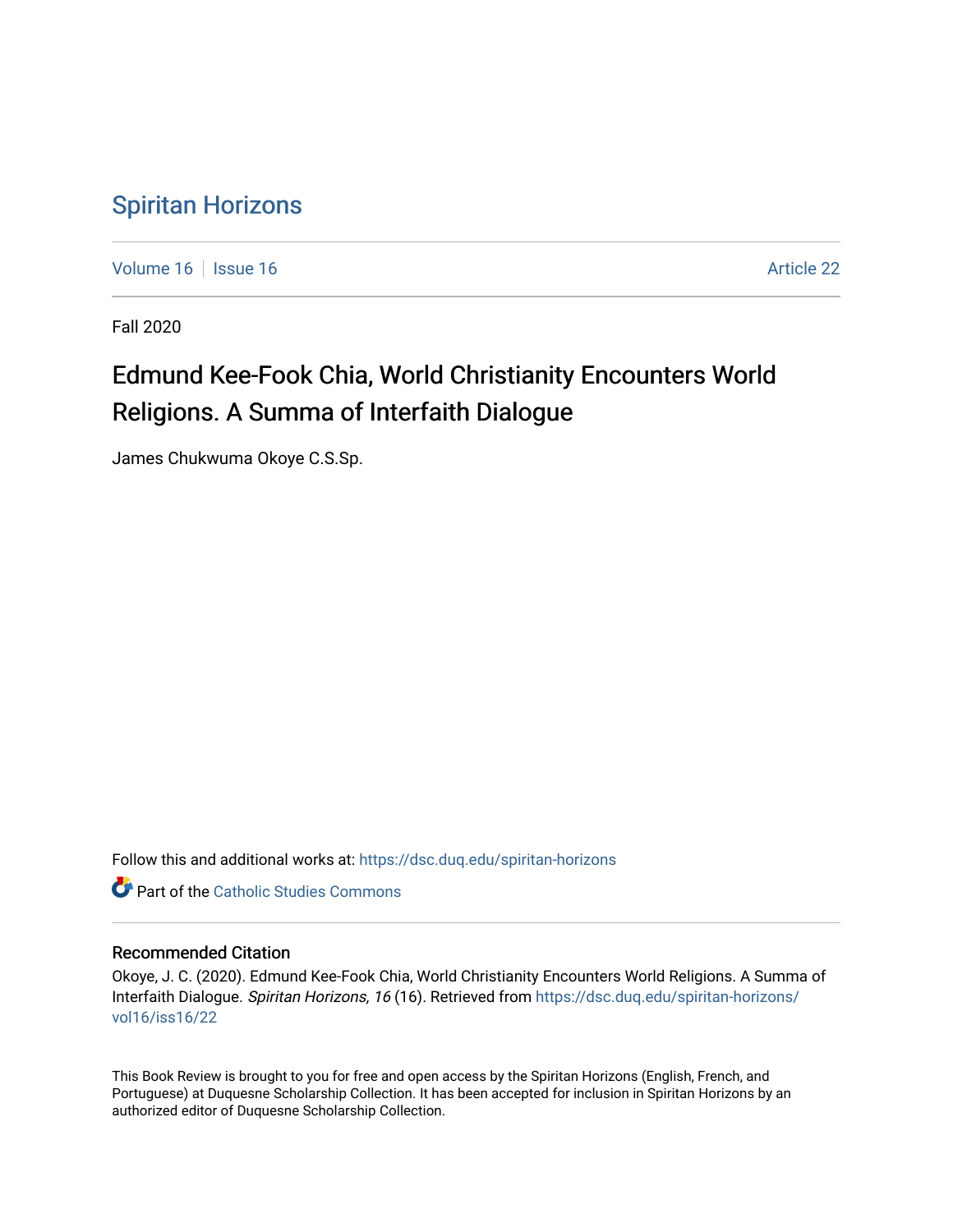# Spiritan Horizons

Volume 16 | Issue 16 Article 22

Fall 2020

## Edmund Kee-Fook Chia, World Christianity Encounters World Religions. A Summa of Interfaith Dialogue

James Chukwuma Okoye C.S.Sp.

Follow this and additional works at: https://dsc.duq.edu/spiritan-horizons

Part of the Catholic Studies Commons

### Recommended Citation

Okoye, J. C. (2020). Edmund Kee-Fook Chia, World Christianity Encounters World Religions. A Summa of Interfaith Dialogue. *Spiritan Horizons, 16* (16). Retrieved from https://dsc.duq.edu/spiritan-horizons/vol16/iss16/22

This Book Review is brought to you for free and open access by the Spiritan Horizons (English, French, and Portuguese) at Duquesne Scholarship Collection. It has been accepted for inclusion in Spiritan Horizons by an authorized editor of Duquesne Scholarship Collection.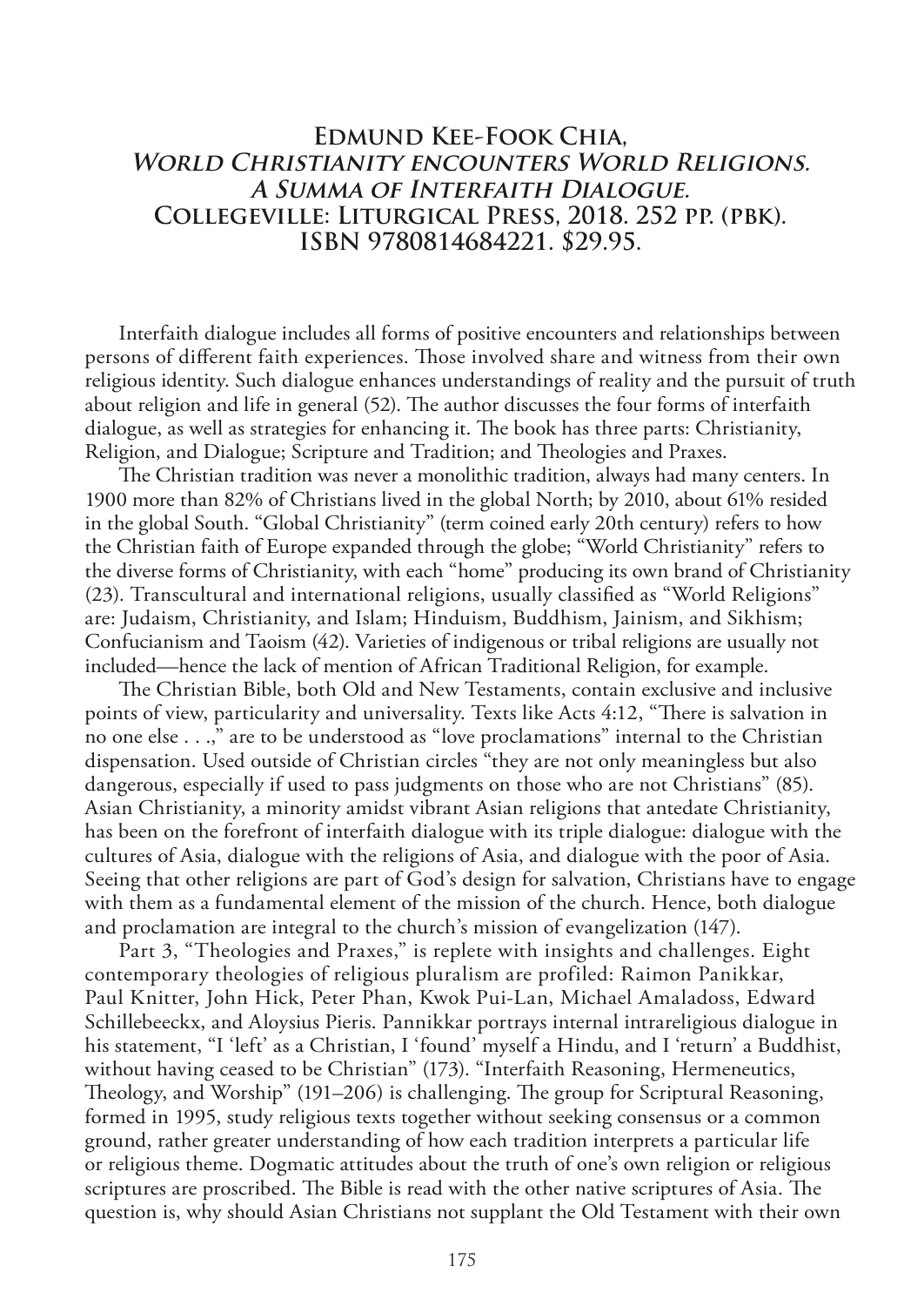# Edmund Kee-Fook Chia, *World Christianity encounters World Religions. A Summa of Interfaith Dialogue.* Collegeville: Liturgical Press, 2018. 252 pp. (pbk). ISBN 9780814684221. $29.95.

Interfaith dialogue includes all forms of positive encounters and relationships between persons of different faith experiences. Those involved share and witness from their own religious identity. Such dialogue enhances understandings of reality and the pursuit of truth about religion and life in general (52). The author discusses the four forms of interfaith dialogue, as well as strategies for enhancing it. The book has three parts: Christianity, Religion, and Dialogue; Scripture and Tradition; and Theologies and Praxes.

The Christian tradition was never a monolithic tradition, always had many centers. In 1900 more than 82% of Christians lived in the global North; by 2010, about 61% resided in the global South. "Global Christianity" (term coined early 20th century) refers to how the Christian faith of Europe expanded through the globe; "World Christianity" refers to the diverse forms of Christianity, with each "home" producing its own brand of Christianity (23). Transcultural and international religions, usually classified as "World Religions" are: Judaism, Christianity, and Islam; Hinduism, Buddhism, Jainism, and Sikhism; Confucianism and Taoism (42). Varieties of indigenous or tribal religions are usually not included—hence the lack of mention of African Traditional Religion, for example.

The Christian Bible, both Old and New Testaments, contain exclusive and inclusive points of view, particularity and universality. Texts like Acts 4:12, "There is salvation in no one else . . .," are to be understood as "love proclamations" internal to the Christian dispensation. Used outside of Christian circles "they are not only meaningless but also dangerous, especially if used to pass judgments on those who are not Christians" (85). Asian Christianity, a minority amidst vibrant Asian religions that antedate Christianity, has been on the forefront of interfaith dialogue with its triple dialogue: dialogue with the cultures of Asia, dialogue with the religions of Asia, and dialogue with the poor of Asia. Seeing that other religions are part of God's design for salvation, Christians have to engage with them as a fundamental element of the mission of the church. Hence, both dialogue and proclamation are integral to the church's mission of evangelization (147).

Part 3, "Theologies and Praxes," is replete with insights and challenges. Eight contemporary theologies of religious pluralism are profiled: Raimon Panikkar, Paul Knitter, John Hick, Peter Phan, Kwok Pui-Lan, Michael Amaladoss, Edward Schillebeeckx, and Aloysius Pieris. Pannikkar portrays internal intrareligious dialogue in his statement, "I 'left' as a Christian, I 'found' myself a Hindu, and I 'return' a Buddhist, without having ceased to be Christian" (173). "Interfaith Reasoning, Hermeneutics, Theology, and Worship" (191–206) is challenging. The group for Scriptural Reasoning, formed in 1995, study religious texts together without seeking consensus or a common ground, rather greater understanding of how each tradition interprets a particular life or religious theme. Dogmatic attitudes about the truth of one's own religion or religious scriptures are proscribed. The Bible is read with the other native scriptures of Asia. The question is, why should Asian Christians not supplant the Old Testament with their own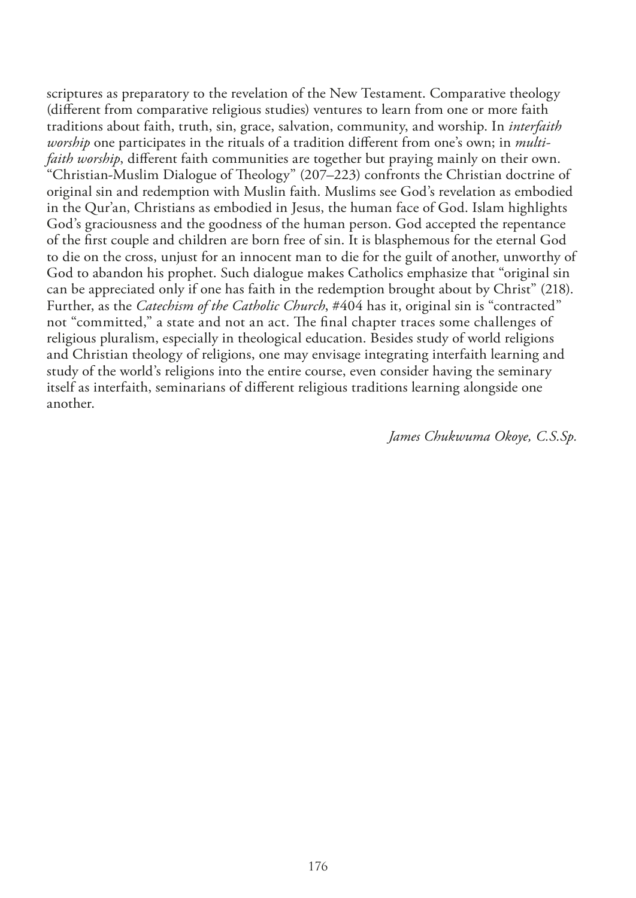scriptures as preparatory to the revelation of the New Testament. Comparative theology (different from comparative religious studies) ventures to learn from one or more faith traditions about faith, truth, sin, grace, salvation, community, and worship. In *interfaith worship* one participates in the rituals of a tradition different from one's own; in *multi-faith worship*, different faith communities are together but praying mainly on their own. "Christian-Muslim Dialogue of Theology" (207–223) confronts the Christian doctrine of original sin and redemption with Muslin faith. Muslims see God's revelation as embodied in the Qur'an, Christians as embodied in Jesus, the human face of God. Islam highlights God's graciousness and the goodness of the human person. God accepted the repentance of the first couple and children are born free of sin. It is blasphemous for the eternal God to die on the cross, unjust for an innocent man to die for the guilt of another, unworthy of God to abandon his prophet. Such dialogue makes Catholics emphasize that "original sin can be appreciated only if one has faith in the redemption brought about by Christ" (218). Further, as the *Catechism of the Catholic Church*, #404 has it, original sin is "contracted" not "committed," a state and not an act. The final chapter traces some challenges of religious pluralism, especially in theological education. Besides study of world religions and Christian theology of religions, one may envisage integrating interfaith learning and study of the world's religions into the entire course, even consider having the seminary itself as interfaith, seminarians of different religious traditions learning alongside one another.

*James Chukwuma Okoye, C.S.Sp.*